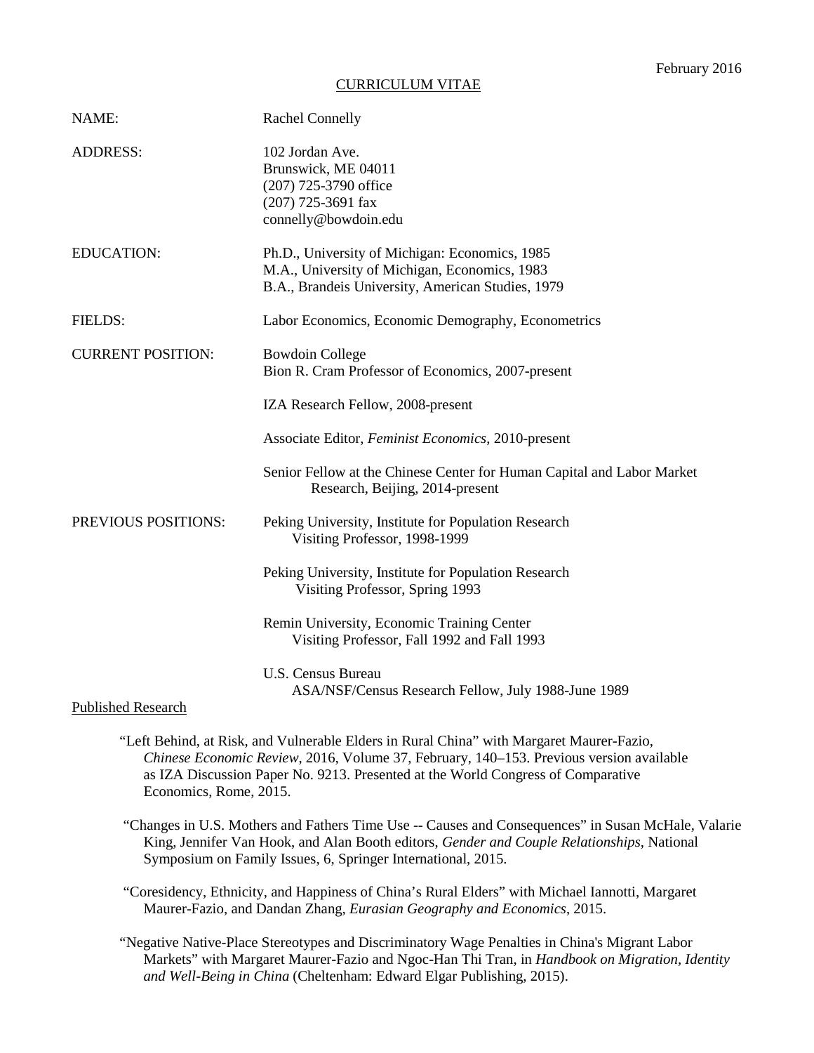February 2016

CURRICULUM VITAE

| | |
|---|---|
| NAME: | Rachel Connelly |
| ADDRESS: | 102 Jordan Ave.<br>Brunswick, ME 04011<br>(207) 725-3790 office<br>(207) 725-3691 fax<br>connelly@bowdoin.edu |
| EDUCATION: | Ph.D., University of Michigan: Economics, 1985<br>M.A., University of Michigan, Economics, 1983<br>B.A., Brandeis University, American Studies, 1979 |
| FIELDS: | Labor Economics, Economic Demography, Econometrics |
| CURRENT POSITION: | Bowdoin College<br>Bion R. Cram Professor of Economics, 2007-present<br><br>IZA Research Fellow, 2008-present<br><br>Associate Editor, *Feminist Economics*, 2010-present<br><br>Senior Fellow at the Chinese Center for Human Capital and Labor Market Research, Beijing, 2014-present |
| PREVIOUS POSITIONS: | Peking University, Institute for Population Research<br>Visiting Professor, 1998-1999<br><br>Peking University, Institute for Population Research<br>Visiting Professor, Spring 1993<br><br>Remin University, Economic Training Center<br>Visiting Professor, Fall 1992 and Fall 1993<br><br>U.S. Census Bureau<br>ASA/NSF/Census Research Fellow, July 1988-June 1989 |

## Published Research

"Left Behind, at Risk, and Vulnerable Elders in Rural China" with Margaret Maurer-Fazio, *Chinese Economic Review*, 2016, Volume 37, February, 140–153. Previous version available as IZA Discussion Paper No. 9213. Presented at the World Congress of Comparative Economics, Rome, 2015.

"Changes in U.S. Mothers and Fathers Time Use -- Causes and Consequences" in Susan McHale, Valarie King, Jennifer Van Hook, and Alan Booth editors, *Gender and Couple Relationships*, National Symposium on Family Issues, 6, Springer International, 2015.

"Coresidency, Ethnicity, and Happiness of China's Rural Elders" with Michael Iannotti, Margaret Maurer-Fazio, and Dandan Zhang, *Eurasian Geography and Economics*, 2015.

"Negative Native-Place Stereotypes and Discriminatory Wage Penalties in China's Migrant Labor Markets" with Margaret Maurer-Fazio and Ngoc-Han Thi Tran, in *Handbook on Migration, Identity and Well-Being in China* (Cheltenham: Edward Elgar Publishing, 2015).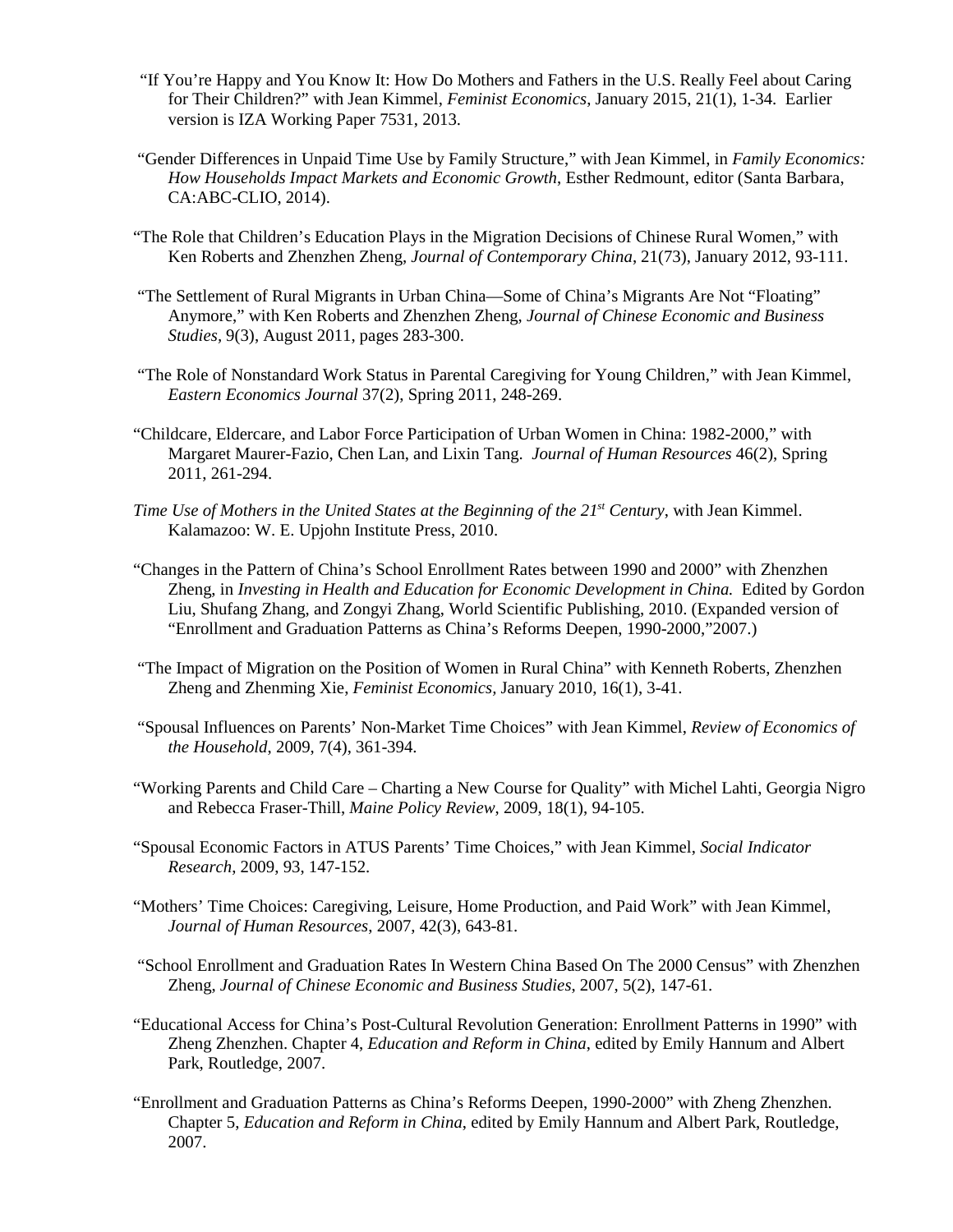"If You're Happy and You Know It: How Do Mothers and Fathers in the U.S. Really Feel about Caring for Their Children?" with Jean Kimmel, *Feminist Economics*, January 2015, 21(1), 1-34. Earlier version is IZA Working Paper 7531, 2013.

"Gender Differences in Unpaid Time Use by Family Structure," with Jean Kimmel, in *Family Economics: How Households Impact Markets and Economic Growth*, Esther Redmount, editor (Santa Barbara, CA:ABC-CLIO, 2014).

"The Role that Children's Education Plays in the Migration Decisions of Chinese Rural Women," with Ken Roberts and Zhenzhen Zheng, *Journal of Contemporary China*, 21(73), January 2012, 93-111.

"The Settlement of Rural Migrants in Urban China—Some of China's Migrants Are Not "Floating" Anymore," with Ken Roberts and Zhenzhen Zheng, *Journal of Chinese Economic and Business Studies,* 9(3), August 2011, pages 283-300.

"The Role of Nonstandard Work Status in Parental Caregiving for Young Children," with Jean Kimmel, *Eastern Economics Journal* 37(2), Spring 2011, 248-269.

"Childcare, Eldercare, and Labor Force Participation of Urban Women in China: 1982-2000," with Margaret Maurer-Fazio, Chen Lan, and Lixin Tang. *Journal of Human Resources* 46(2), Spring 2011, 261-294.

*Time Use of Mothers in the United States at the Beginning of the 21st Century,* with Jean Kimmel. Kalamazoo: W. E. Upjohn Institute Press, 2010.

"Changes in the Pattern of China's School Enrollment Rates between 1990 and 2000" with Zhenzhen Zheng, in *Investing in Health and Education for Economic Development in China.* Edited by Gordon Liu, Shufang Zhang, and Zongyi Zhang, World Scientific Publishing, 2010. (Expanded version of "Enrollment and Graduation Patterns as China's Reforms Deepen, 1990-2000,"2007.)

"The Impact of Migration on the Position of Women in Rural China" with Kenneth Roberts, Zhenzhen Zheng and Zhenming Xie, *Feminist Economics,* January 2010, 16(1), 3-41.

"Spousal Influences on Parents' Non-Market Time Choices" with Jean Kimmel, *Review of Economics of the Household*, 2009, 7(4), 361-394.

"Working Parents and Child Care – Charting a New Course for Quality" with Michel Lahti, Georgia Nigro and Rebecca Fraser-Thill, *Maine Policy Review*, 2009, 18(1), 94-105.

"Spousal Economic Factors in ATUS Parents' Time Choices," with Jean Kimmel, *Social Indicator Research*, 2009, 93, 147-152.

"Mothers' Time Choices: Caregiving, Leisure, Home Production, and Paid Work" with Jean Kimmel, *Journal of Human Resources*, 2007, 42(3), 643-81.

"School Enrollment and Graduation Rates In Western China Based On The 2000 Census" with Zhenzhen Zheng, *Journal of Chinese Economic and Business Studies*, 2007, 5(2), 147-61.

"Educational Access for China's Post-Cultural Revolution Generation: Enrollment Patterns in 1990" with Zheng Zhenzhen. Chapter 4, *Education and Reform in China*, edited by Emily Hannum and Albert Park, Routledge, 2007.

"Enrollment and Graduation Patterns as China's Reforms Deepen, 1990-2000" with Zheng Zhenzhen. Chapter 5, *Education and Reform in China*, edited by Emily Hannum and Albert Park, Routledge, 2007.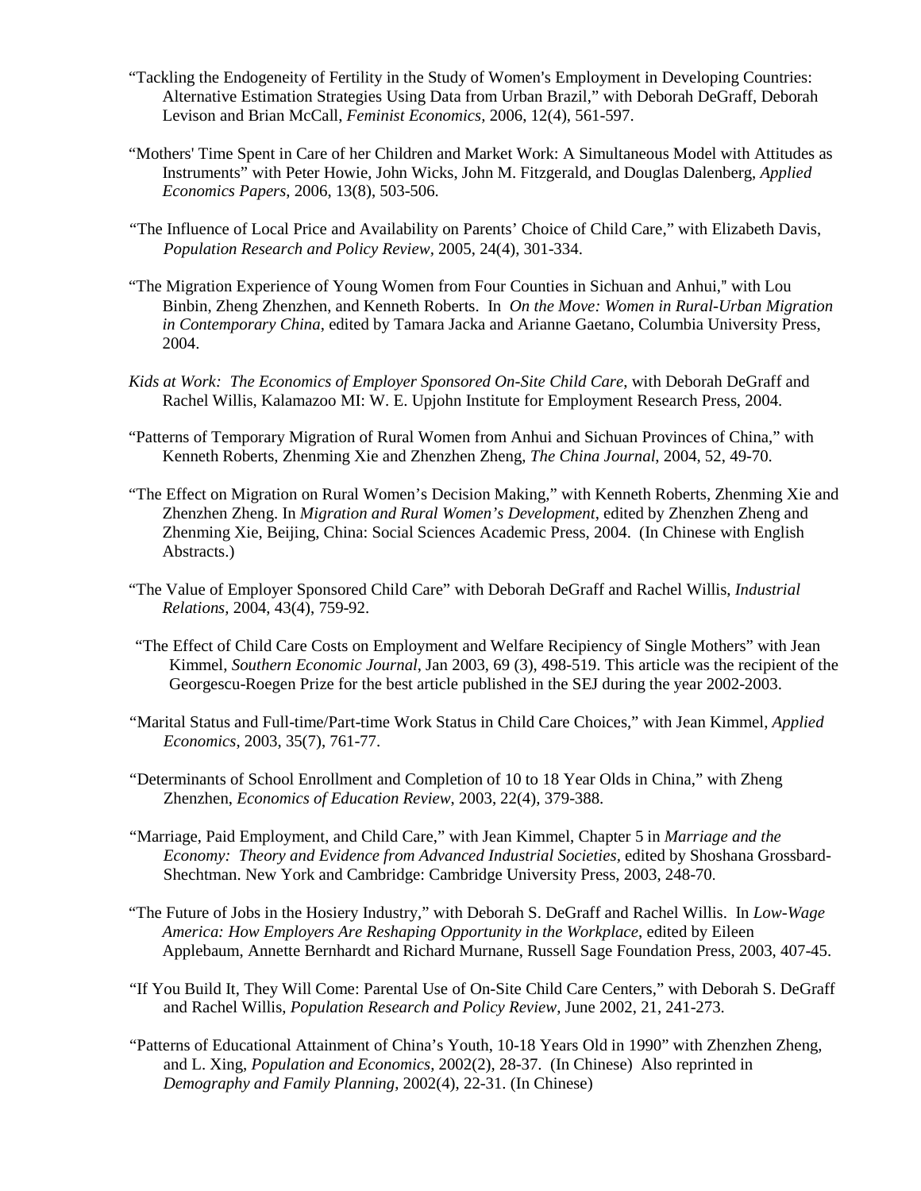"Tackling the Endogeneity of Fertility in the Study of Women's Employment in Developing Countries: Alternative Estimation Strategies Using Data from Urban Brazil," with Deborah DeGraff, Deborah Levison and Brian McCall, *Feminist Economics,* 2006, 12(4), 561-597.

"Mothers' Time Spent in Care of her Children and Market Work: A Simultaneous Model with Attitudes as Instruments" with Peter Howie, John Wicks, John M. Fitzgerald, and Douglas Dalenberg, *Applied Economics Papers*, 2006, 13(8), 503-506.

"The Influence of Local Price and Availability on Parents' Choice of Child Care," with Elizabeth Davis, *Population Research and Policy Review*, 2005, 24(4), 301-334.

"The Migration Experience of Young Women from Four Counties in Sichuan and Anhui," with Lou Binbin, Zheng Zhenzhen, and Kenneth Roberts. In *On the Move: Women in Rural-Urban Migration in Contemporary China*, edited by Tamara Jacka and Arianne Gaetano, Columbia University Press, 2004.

*Kids at Work: The Economics of Employer Sponsored On-Site Child Care*, with Deborah DeGraff and Rachel Willis, Kalamazoo MI: W. E. Upjohn Institute for Employment Research Press, 2004.

"Patterns of Temporary Migration of Rural Women from Anhui and Sichuan Provinces of China," with Kenneth Roberts, Zhenming Xie and Zhenzhen Zheng, *The China Journal*, 2004, 52, 49-70.

"The Effect on Migration on Rural Women's Decision Making," with Kenneth Roberts, Zhenming Xie and Zhenzhen Zheng. In *Migration and Rural Women's Development*, edited by Zhenzhen Zheng and Zhenming Xie, Beijing, China: Social Sciences Academic Press, 2004. (In Chinese with English Abstracts.)

"The Value of Employer Sponsored Child Care" with Deborah DeGraff and Rachel Willis, *Industrial Relations,* 2004, 43(4), 759-92.

"The Effect of Child Care Costs on Employment and Welfare Recipiency of Single Mothers" with Jean Kimmel, *Southern Economic Journal*, Jan 2003, 69 (3), 498-519. This article was the recipient of the Georgescu-Roegen Prize for the best article published in the SEJ during the year 2002-2003.

"Marital Status and Full-time/Part-time Work Status in Child Care Choices," with Jean Kimmel, *Applied Economics*, 2003, 35(7), 761-77.

"Determinants of School Enrollment and Completion of 10 to 18 Year Olds in China," with Zheng Zhenzhen, *Economics of Education Review*, 2003, 22(4), 379-388.

"Marriage, Paid Employment, and Child Care," with Jean Kimmel, Chapter 5 in *Marriage and the Economy: Theory and Evidence from Advanced Industrial Societies*, edited by Shoshana Grossbard-Shechtman. New York and Cambridge: Cambridge University Press, 2003, 248-70.

"The Future of Jobs in the Hosiery Industry," with Deborah S. DeGraff and Rachel Willis. In *Low-Wage America: How Employers Are Reshaping Opportunity in the Workplace*, edited by Eileen Applebaum, Annette Bernhardt and Richard Murnane, Russell Sage Foundation Press, 2003, 407-45.

"If You Build It, They Will Come: Parental Use of On-Site Child Care Centers," with Deborah S. DeGraff and Rachel Willis, *Population Research and Policy Review*, June 2002, 21, 241-273.

"Patterns of Educational Attainment of China's Youth, 10-18 Years Old in 1990" with Zhenzhen Zheng, and L. Xing, *Population and Economics*, 2002(2), 28-37. (In Chinese) Also reprinted in *Demography and Family Planning*, 2002(4), 22-31. (In Chinese)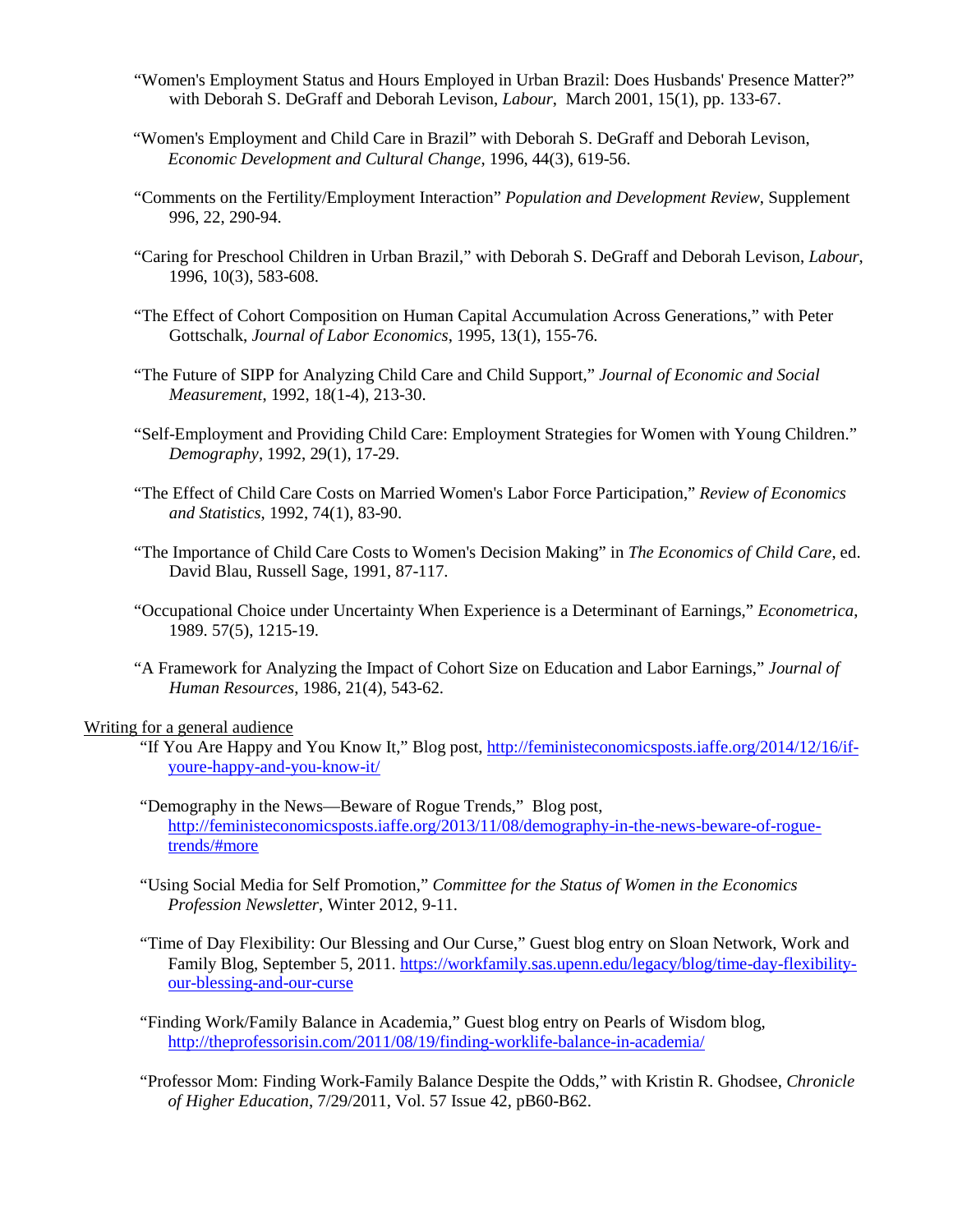"Women's Employment Status and Hours Employed in Urban Brazil: Does Husbands' Presence Matter?" with Deborah S. DeGraff and Deborah Levison, *Labour*, March 2001, 15(1), pp. 133-67.

"Women's Employment and Child Care in Brazil" with Deborah S. DeGraff and Deborah Levison, *Economic Development and Cultural Change*, 1996, 44(3), 619-56.

"Comments on the Fertility/Employment Interaction" *Population and Development Review*, Supplement 996, 22, 290-94.

"Caring for Preschool Children in Urban Brazil," with Deborah S. DeGraff and Deborah Levison, *Labour*, 1996, 10(3), 583-608.

"The Effect of Cohort Composition on Human Capital Accumulation Across Generations," with Peter Gottschalk, *Journal of Labor Economics*, 1995, 13(1), 155-76.

"The Future of SIPP for Analyzing Child Care and Child Support," *Journal of Economic and Social Measurement*, 1992, 18(1-4), 213-30.

"Self-Employment and Providing Child Care: Employment Strategies for Women with Young Children." *Demography*, 1992, 29(1), 17-29.

"The Effect of Child Care Costs on Married Women's Labor Force Participation," *Review of Economics and Statistics*, 1992, 74(1), 83-90.

"The Importance of Child Care Costs to Women's Decision Making" in *The Economics of Child Care*, ed. David Blau, Russell Sage, 1991, 87-117.

"Occupational Choice under Uncertainty When Experience is a Determinant of Earnings," *Econometrica*, 1989. 57(5), 1215-19.

"A Framework for Analyzing the Impact of Cohort Size on Education and Labor Earnings," *Journal of Human Resources*, 1986, 21(4), 543-62.

Writing for a general audience

"If You Are Happy and You Know It," Blog post, http://feministeconomicsposts.iaffe.org/2014/12/16/if-youre-happy-and-you-know-it/

"Demography in the News—Beware of Rogue Trends," Blog post, http://feministeconomicsposts.iaffe.org/2013/11/08/demography-in-the-news-beware-of-rogue-trends/#more

"Using Social Media for Self Promotion," *Committee for the Status of Women in the Economics Profession Newsletter*, Winter 2012, 9-11.

"Time of Day Flexibility: Our Blessing and Our Curse," Guest blog entry on Sloan Network, Work and Family Blog, September 5, 2011. https://workfamily.sas.upenn.edu/legacy/blog/time-day-flexibility-our-blessing-and-our-curse

"Finding Work/Family Balance in Academia," Guest blog entry on Pearls of Wisdom blog, http://theprofessorisin.com/2011/08/19/finding-worklife-balance-in-academia/

"Professor Mom: Finding Work-Family Balance Despite the Odds," with Kristin R. Ghodsee, *Chronicle of Higher Education*, 7/29/2011, Vol. 57 Issue 42, pB60-B62.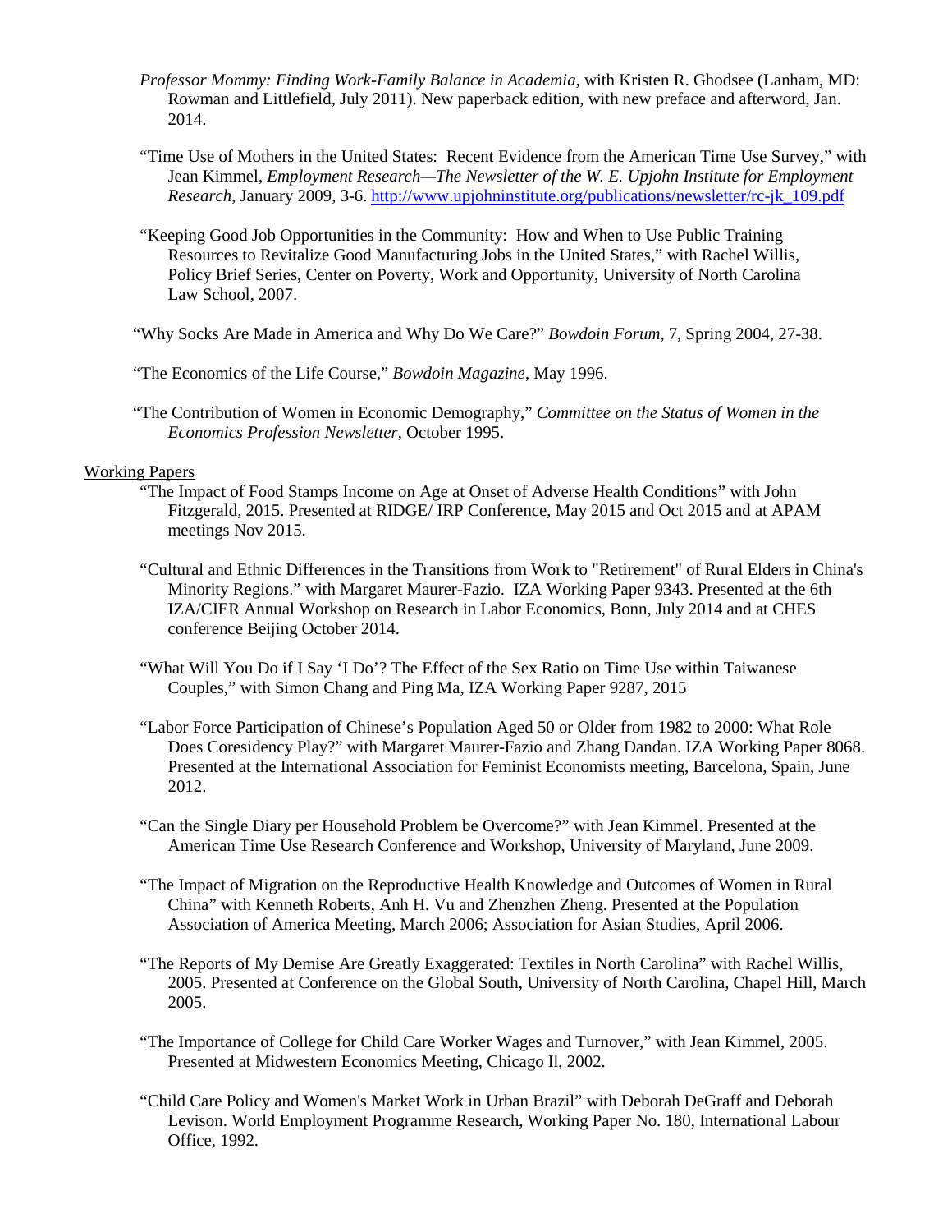*Professor Mommy: Finding Work-Family Balance in Academia,* with Kristen R. Ghodsee (Lanham, MD: Rowman and Littlefield, July 2011). New paperback edition, with new preface and afterword, Jan. 2014.

"Time Use of Mothers in the United States: Recent Evidence from the American Time Use Survey," with Jean Kimmel, *Employment Research—The Newsletter of the W. E. Upjohn Institute for Employment Research*, January 2009, 3-6. http://www.upjohninstitute.org/publications/newsletter/rc-jk_109.pdf

"Keeping Good Job Opportunities in the Community: How and When to Use Public Training Resources to Revitalize Good Manufacturing Jobs in the United States," with Rachel Willis, Policy Brief Series, Center on Poverty, Work and Opportunity, University of North Carolina Law School, 2007.

"Why Socks Are Made in America and Why Do We Care?" *Bowdoin Forum*, 7, Spring 2004, 27-38.

"The Economics of the Life Course," *Bowdoin Magazine*, May 1996.

"The Contribution of Women in Economic Demography," *Committee on the Status of Women in the Economics Profession Newsletter*, October 1995.

Working Papers

"The Impact of Food Stamps Income on Age at Onset of Adverse Health Conditions" with John Fitzgerald, 2015. Presented at RIDGE/ IRP Conference, May 2015 and Oct 2015 and at APAM meetings Nov 2015.

"Cultural and Ethnic Differences in the Transitions from Work to "Retirement" of Rural Elders in China's Minority Regions." with Margaret Maurer-Fazio. IZA Working Paper 9343. Presented at the 6th IZA/CIER Annual Workshop on Research in Labor Economics, Bonn, July 2014 and at CHES conference Beijing October 2014.

"What Will You Do if I Say 'I Do'? The Effect of the Sex Ratio on Time Use within Taiwanese Couples," with Simon Chang and Ping Ma, IZA Working Paper 9287, 2015

"Labor Force Participation of Chinese's Population Aged 50 or Older from 1982 to 2000: What Role Does Coresidency Play?" with Margaret Maurer-Fazio and Zhang Dandan. IZA Working Paper 8068. Presented at the International Association for Feminist Economists meeting, Barcelona, Spain, June 2012.

"Can the Single Diary per Household Problem be Overcome?" with Jean Kimmel. Presented at the American Time Use Research Conference and Workshop, University of Maryland, June 2009.

"The Impact of Migration on the Reproductive Health Knowledge and Outcomes of Women in Rural China" with Kenneth Roberts, Anh H. Vu and Zhenzhen Zheng. Presented at the Population Association of America Meeting, March 2006; Association for Asian Studies, April 2006.

"The Reports of My Demise Are Greatly Exaggerated: Textiles in North Carolina" with Rachel Willis, 2005. Presented at Conference on the Global South, University of North Carolina, Chapel Hill, March 2005.

"The Importance of College for Child Care Worker Wages and Turnover," with Jean Kimmel, 2005. Presented at Midwestern Economics Meeting, Chicago Il, 2002.

"Child Care Policy and Women's Market Work in Urban Brazil" with Deborah DeGraff and Deborah Levison. World Employment Programme Research, Working Paper No. 180, International Labour Office, 1992.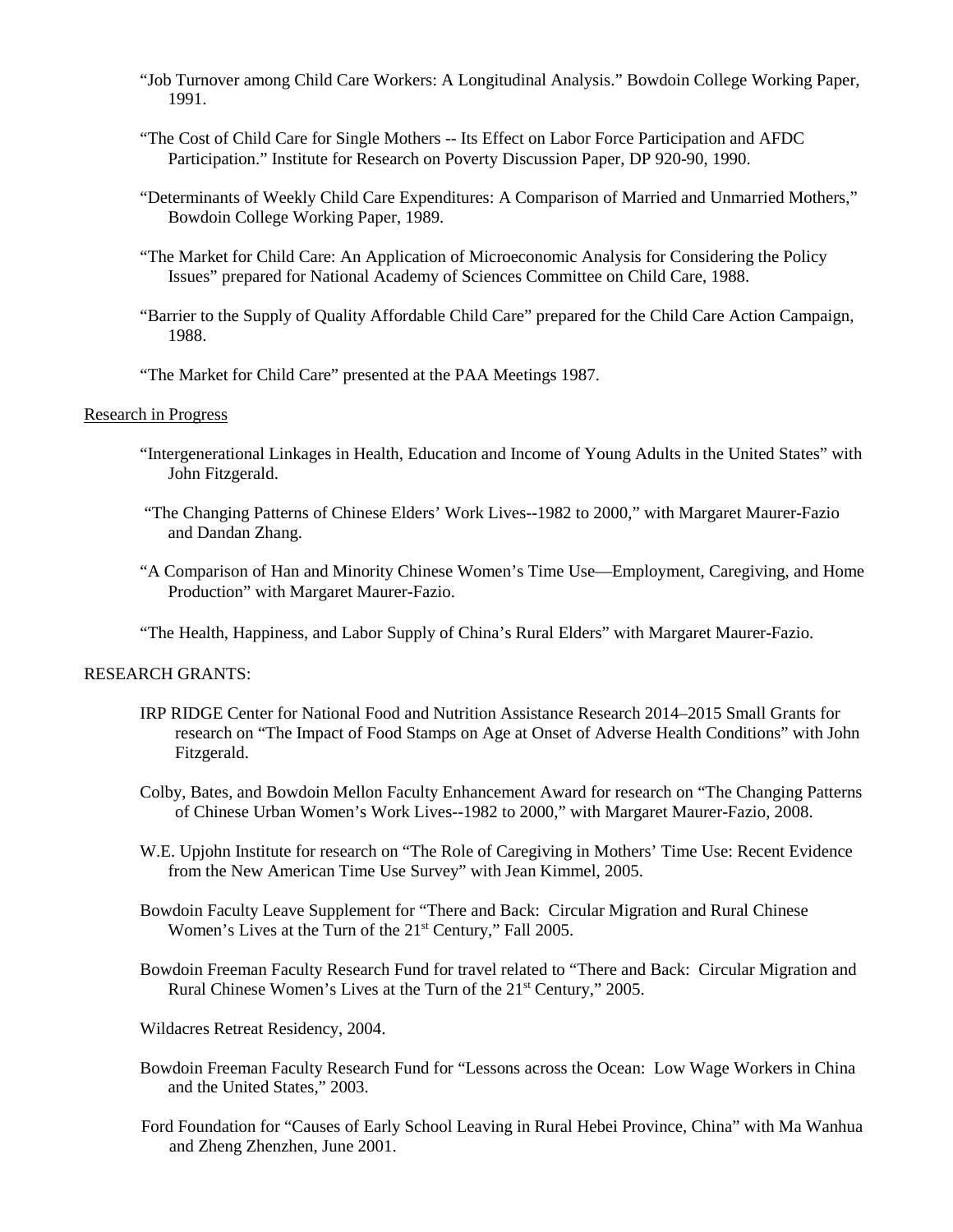"Job Turnover among Child Care Workers: A Longitudinal Analysis." Bowdoin College Working Paper, 1991.

"The Cost of Child Care for Single Mothers -- Its Effect on Labor Force Participation and AFDC Participation." Institute for Research on Poverty Discussion Paper, DP 920-90, 1990.

"Determinants of Weekly Child Care Expenditures: A Comparison of Married and Unmarried Mothers," Bowdoin College Working Paper, 1989.

"The Market for Child Care: An Application of Microeconomic Analysis for Considering the Policy Issues" prepared for National Academy of Sciences Committee on Child Care, 1988.

"Barrier to the Supply of Quality Affordable Child Care" prepared for the Child Care Action Campaign, 1988.

"The Market for Child Care" presented at the PAA Meetings 1987.

Research in Progress

"Intergenerational Linkages in Health, Education and Income of Young Adults in the United States" with John Fitzgerald.

"The Changing Patterns of Chinese Elders' Work Lives--1982 to 2000," with Margaret Maurer-Fazio and Dandan Zhang.

"A Comparison of Han and Minority Chinese Women's Time Use—Employment, Caregiving, and Home Production" with Margaret Maurer-Fazio.

"The Health, Happiness, and Labor Supply of China's Rural Elders" with Margaret Maurer-Fazio.

RESEARCH GRANTS:

IRP RIDGE Center for National Food and Nutrition Assistance Research 2014–2015 Small Grants for research on "The Impact of Food Stamps on Age at Onset of Adverse Health Conditions" with John Fitzgerald.

Colby, Bates, and Bowdoin Mellon Faculty Enhancement Award for research on "The Changing Patterns of Chinese Urban Women's Work Lives--1982 to 2000," with Margaret Maurer-Fazio, 2008.

W.E. Upjohn Institute for research on "The Role of Caregiving in Mothers' Time Use: Recent Evidence from the New American Time Use Survey" with Jean Kimmel, 2005.

Bowdoin Faculty Leave Supplement for "There and Back: Circular Migration and Rural Chinese Women's Lives at the Turn of the 21st Century," Fall 2005.

Bowdoin Freeman Faculty Research Fund for travel related to "There and Back: Circular Migration and Rural Chinese Women's Lives at the Turn of the 21st Century," 2005.

Wildacres Retreat Residency, 2004.

Bowdoin Freeman Faculty Research Fund for "Lessons across the Ocean: Low Wage Workers in China and the United States," 2003.

Ford Foundation for "Causes of Early School Leaving in Rural Hebei Province, China" with Ma Wanhua and Zheng Zhenzhen, June 2001.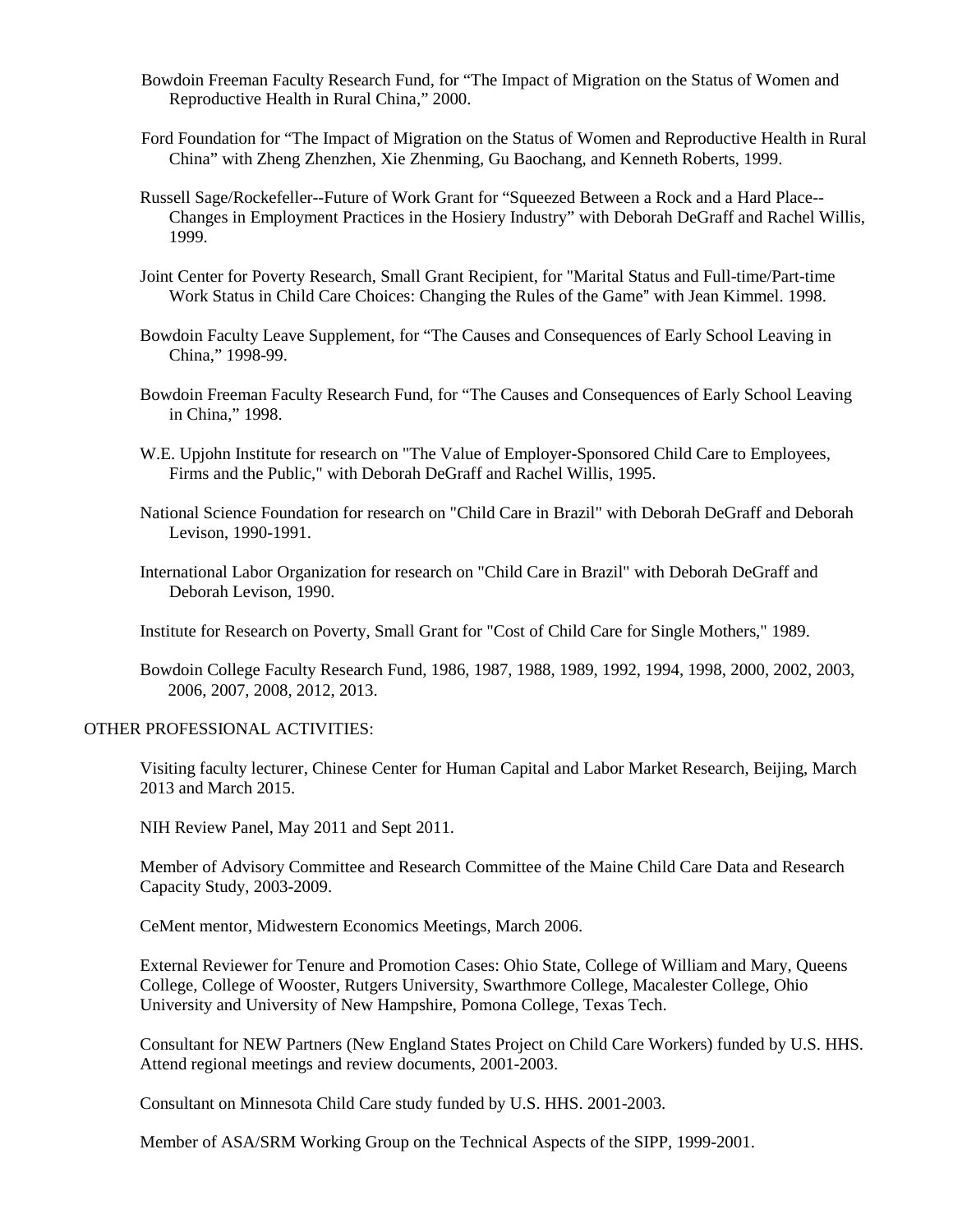Bowdoin Freeman Faculty Research Fund, for "The Impact of Migration on the Status of Women and Reproductive Health in Rural China," 2000.

Ford Foundation for "The Impact of Migration on the Status of Women and Reproductive Health in Rural China" with Zheng Zhenzhen, Xie Zhenming, Gu Baochang, and Kenneth Roberts, 1999.

Russell Sage/Rockefeller--Future of Work Grant for "Squeezed Between a Rock and a Hard Place--Changes in Employment Practices in the Hosiery Industry" with Deborah DeGraff and Rachel Willis, 1999.

Joint Center for Poverty Research, Small Grant Recipient, for "Marital Status and Full-time/Part-time Work Status in Child Care Choices: Changing the Rules of the Game" with Jean Kimmel. 1998.

Bowdoin Faculty Leave Supplement, for "The Causes and Consequences of Early School Leaving in China," 1998-99.

Bowdoin Freeman Faculty Research Fund, for "The Causes and Consequences of Early School Leaving in China," 1998.

W.E. Upjohn Institute for research on "The Value of Employer-Sponsored Child Care to Employees, Firms and the Public," with Deborah DeGraff and Rachel Willis, 1995.

National Science Foundation for research on "Child Care in Brazil" with Deborah DeGraff and Deborah Levison, 1990-1991.

International Labor Organization for research on "Child Care in Brazil" with Deborah DeGraff and Deborah Levison, 1990.

Institute for Research on Poverty, Small Grant for "Cost of Child Care for Single Mothers," 1989.

Bowdoin College Faculty Research Fund, 1986, 1987, 1988, 1989, 1992, 1994, 1998, 2000, 2002, 2003, 2006, 2007, 2008, 2012, 2013.

OTHER PROFESSIONAL ACTIVITIES:

Visiting faculty lecturer, Chinese Center for Human Capital and Labor Market Research, Beijing, March 2013 and March 2015.

NIH Review Panel, May 2011 and Sept 2011.

Member of Advisory Committee and Research Committee of the Maine Child Care Data and Research Capacity Study, 2003-2009.

CeMent mentor, Midwestern Economics Meetings, March 2006.

External Reviewer for Tenure and Promotion Cases: Ohio State, College of William and Mary, Queens College, College of Wooster, Rutgers University, Swarthmore College, Macalester College, Ohio University and University of New Hampshire, Pomona College, Texas Tech.

Consultant for NEW Partners (New England States Project on Child Care Workers) funded by U.S. HHS. Attend regional meetings and review documents, 2001-2003.

Consultant on Minnesota Child Care study funded by U.S. HHS. 2001-2003.

Member of ASA/SRM Working Group on the Technical Aspects of the SIPP, 1999-2001.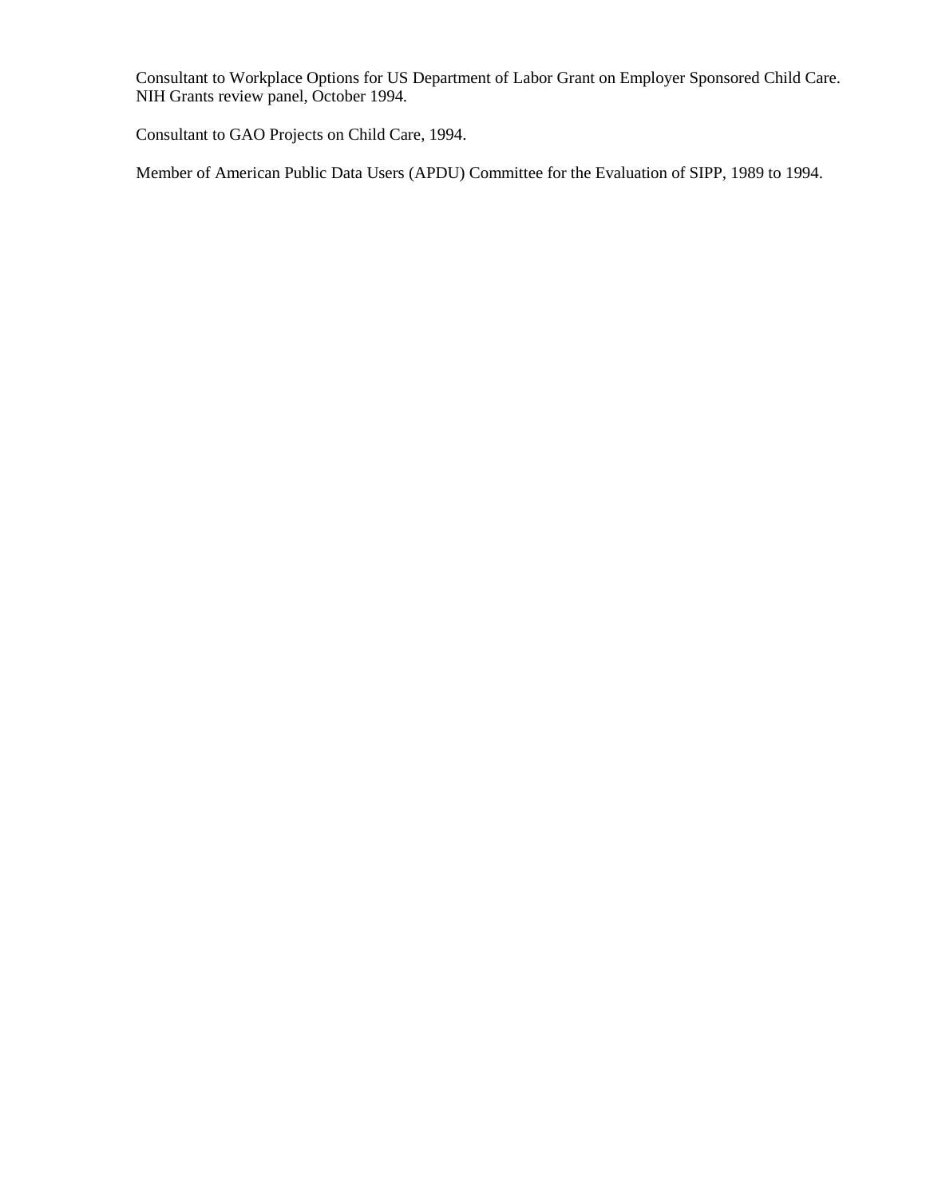Consultant to Workplace Options for US Department of Labor Grant on Employer Sponsored Child Care.
NIH Grants review panel, October 1994.

Consultant to GAO Projects on Child Care, 1994.

Member of American Public Data Users (APDU) Committee for the Evaluation of SIPP, 1989 to 1994.